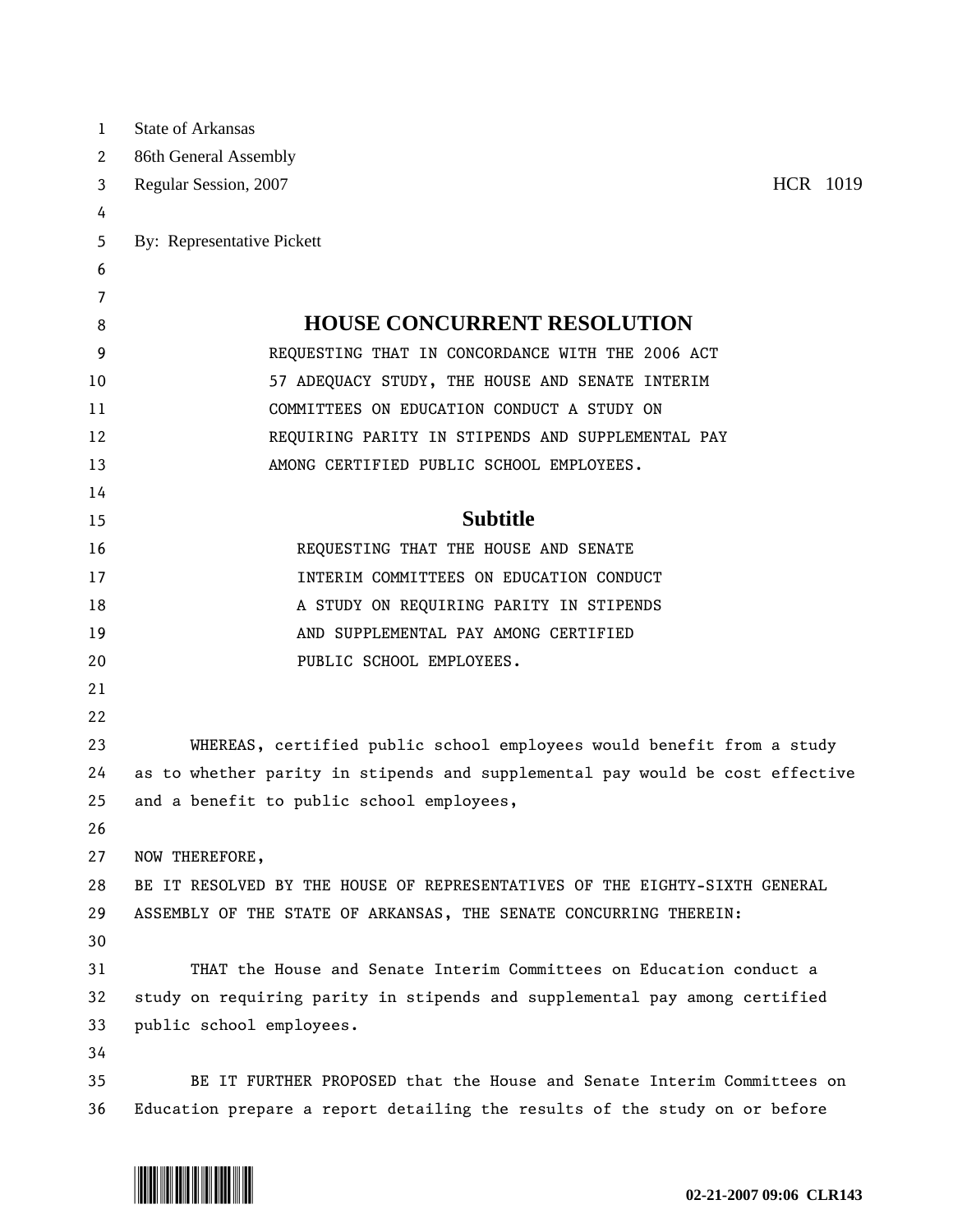State of Arkansas
86th General Assembly
Regular Session, 2007 HCR 1019

By: Representative Pickett

# HOUSE CONCURRENT RESOLUTION

REQUESTING THAT IN CONCORDANCE WITH THE 2006 ACT 57 ADEQUACY STUDY, THE HOUSE AND SENATE INTERIM COMMITTEES ON EDUCATION CONDUCT A STUDY ON REQUIRING PARITY IN STIPENDS AND SUPPLEMENTAL PAY AMONG CERTIFIED PUBLIC SCHOOL EMPLOYEES.

## Subtitle

REQUESTING THAT THE HOUSE AND SENATE INTERIM COMMITTEES ON EDUCATION CONDUCT A STUDY ON REQUIRING PARITY IN STIPENDS AND SUPPLEMENTAL PAY AMONG CERTIFIED PUBLIC SCHOOL EMPLOYEES.

WHEREAS, certified public school employees would benefit from a study as to whether parity in stipends and supplemental pay would be cost effective and a benefit to public school employees,

NOW THEREFORE,
BE IT RESOLVED BY THE HOUSE OF REPRESENTATIVES OF THE EIGHTY-SIXTH GENERAL ASSEMBLY OF THE STATE OF ARKANSAS, THE SENATE CONCURRING THEREIN:

THAT the House and Senate Interim Committees on Education conduct a study on requiring parity in stipends and supplemental pay among certified public school employees.

BE IT FURTHER PROPOSED that the House and Senate Interim Committees on Education prepare a report detailing the results of the study on or before

02-21-2007 09:06 CLR143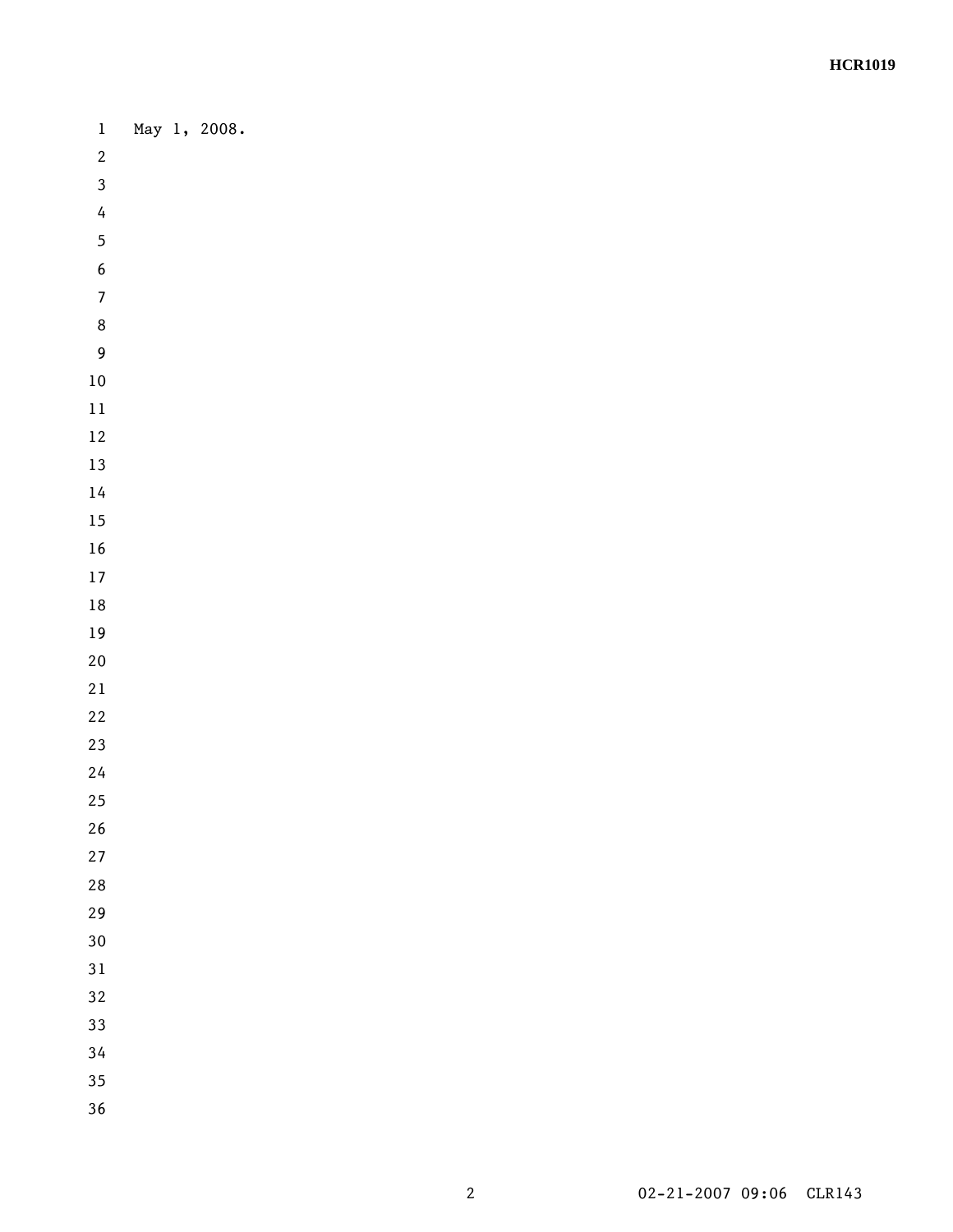May 1, 2008.